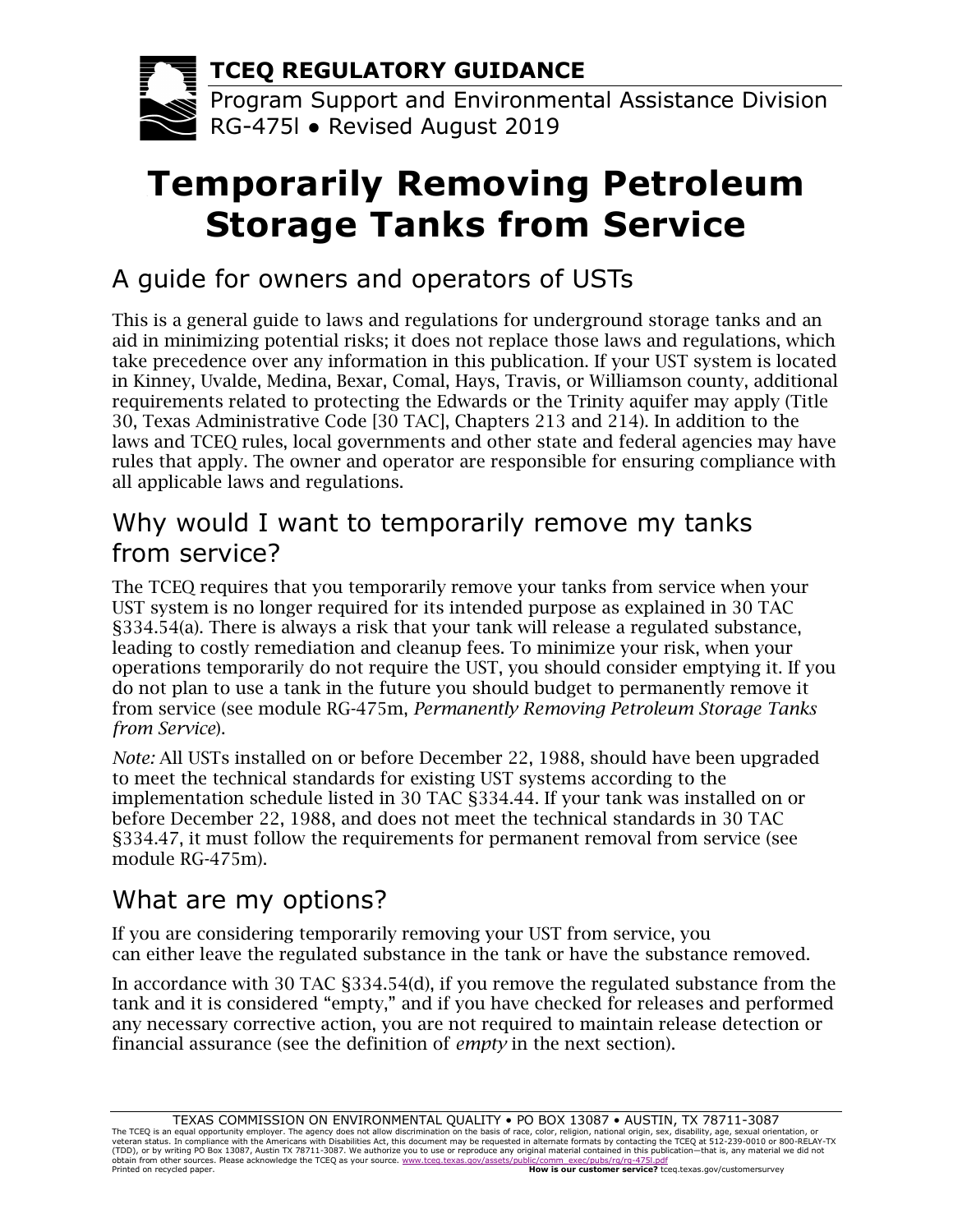**TCEQ REGULATORY GUIDANCE**

Program Support and Environmental Assistance Division
RG-475l • Revised August 2019

# Temporarily Removing Petroleum Storage Tanks from Service

## A guide for owners and operators of USTs

This is a general guide to laws and regulations for underground storage tanks and an aid in minimizing potential risks; it does not replace those laws and regulations, which take precedence over any information in this publication. If your UST system is located in Kinney, Uvalde, Medina, Bexar, Comal, Hays, Travis, or Williamson county, additional requirements related to protecting the Edwards or the Trinity aquifer may apply (Title 30, Texas Administrative Code [30 TAC], Chapters 213 and 214). In addition to the laws and TCEQ rules, local governments and other state and federal agencies may have rules that apply. The owner and operator are responsible for ensuring compliance with all applicable laws and regulations.

## Why would I want to temporarily remove my tanks from service?

The TCEQ requires that you temporarily remove your tanks from service when your UST system is no longer required for its intended purpose as explained in 30 TAC §334.54(a). There is always a risk that your tank will release a regulated substance, leading to costly remediation and cleanup fees. To minimize your risk, when your operations temporarily do not require the UST, you should consider emptying it. If you do not plan to use a tank in the future you should budget to permanently remove it from service (see module RG-475m, *Permanently Removing Petroleum Storage Tanks from Service*).

*Note:* All USTs installed on or before December 22, 1988, should have been upgraded to meet the technical standards for existing UST systems according to the implementation schedule listed in 30 TAC §334.44. If your tank was installed on or before December 22, 1988, and does not meet the technical standards in 30 TAC §334.47, it must follow the requirements for permanent removal from service (see module RG-475m).

## What are my options?

If you are considering temporarily removing your UST from service, you can either leave the regulated substance in the tank or have the substance removed.

In accordance with 30 TAC §334.54(d), if you remove the regulated substance from the tank and it is considered "empty," and if you have checked for releases and performed any necessary corrective action, you are not required to maintain release detection or financial assurance (see the definition of *empty* in the next section).

TEXAS COMMISSION ON ENVIRONMENTAL QUALITY • PO BOX 13087 • AUSTIN, TX 78711-3087
The TCEQ is an equal opportunity employer. The agency does not allow discrimination on the basis of race, color, religion, national origin, sex, disability, age, sexual orientation, or veteran status. In compliance with the Americans with Disabilities Act, this document may be requested in alternate formats by contacting the TCEQ at 512-239-0010 or 800-RELAY-TX (TDD), or by writing PO Box 13087, Austin TX 78711-3087. We authorize you to use or reproduce any original material contained in this publication—that is, any material we did not obtain from other sources. Please acknowledge the TCEQ as your source. www.tceq.texas.gov/assets/public/comm_exec/pubs/rg/rg-475l.pdf
Printed on recycled paper. **How is our customer service?** tceq.texas.gov/customersurvey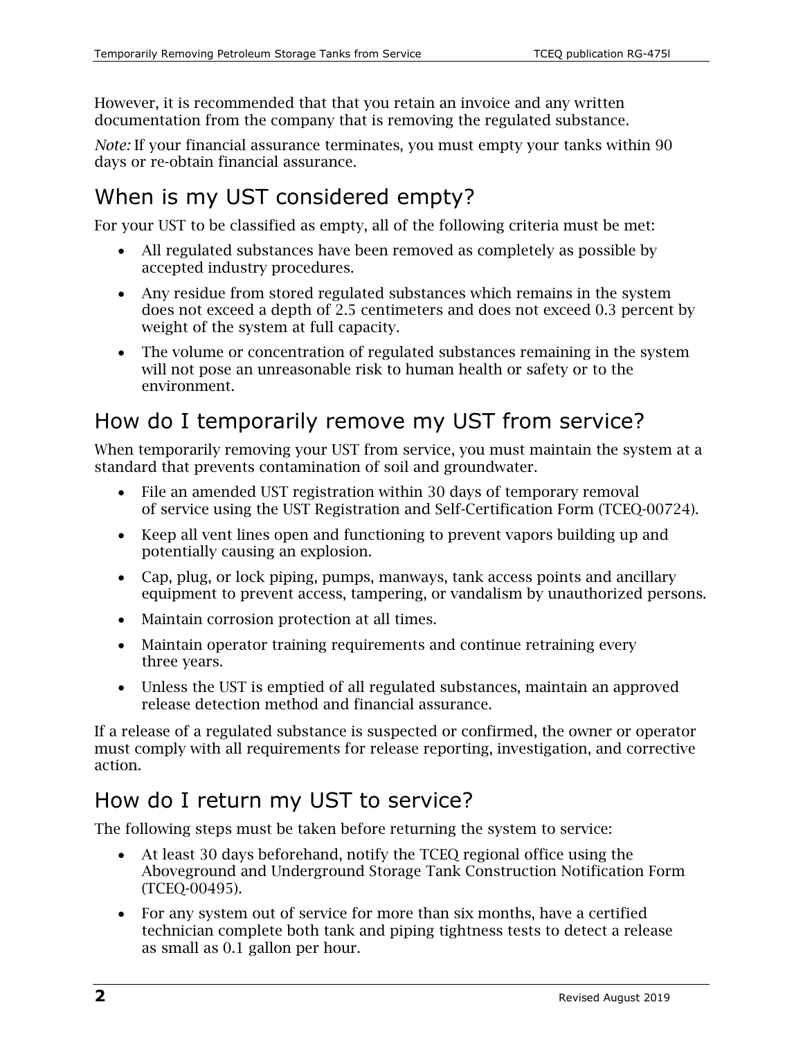However, it is recommended that that you retain an invoice and any written documentation from the company that is removing the regulated substance.

*Note:* If your financial assurance terminates, you must empty your tanks within 90 days or re-obtain financial assurance.

## When is my UST considered empty?

For your UST to be classified as empty, all of the following criteria must be met:

- All regulated substances have been removed as completely as possible by accepted industry procedures.
- Any residue from stored regulated substances which remains in the system does not exceed a depth of 2.5 centimeters and does not exceed 0.3 percent by weight of the system at full capacity.
- The volume or concentration of regulated substances remaining in the system will not pose an unreasonable risk to human health or safety or to the environment.

## How do I temporarily remove my UST from service?

When temporarily removing your UST from service, you must maintain the system at a standard that prevents contamination of soil and groundwater.

- File an amended UST registration within 30 days of temporary removal of service using the UST Registration and Self-Certification Form (TCEQ-00724).
- Keep all vent lines open and functioning to prevent vapors building up and potentially causing an explosion.
- Cap, plug, or lock piping, pumps, manways, tank access points and ancillary equipment to prevent access, tampering, or vandalism by unauthorized persons.
- Maintain corrosion protection at all times.
- Maintain operator training requirements and continue retraining every three years.
- Unless the UST is emptied of all regulated substances, maintain an approved release detection method and financial assurance.

If a release of a regulated substance is suspected or confirmed, the owner or operator must comply with all requirements for release reporting, investigation, and corrective action.

## How do I return my UST to service?

The following steps must be taken before returning the system to service:

- At least 30 days beforehand, notify the TCEQ regional office using the Aboveground and Underground Storage Tank Construction Notification Form (TCEQ-00495).
- For any system out of service for more than six months, have a certified technician complete both tank and piping tightness tests to detect a release as small as 0.1 gallon per hour.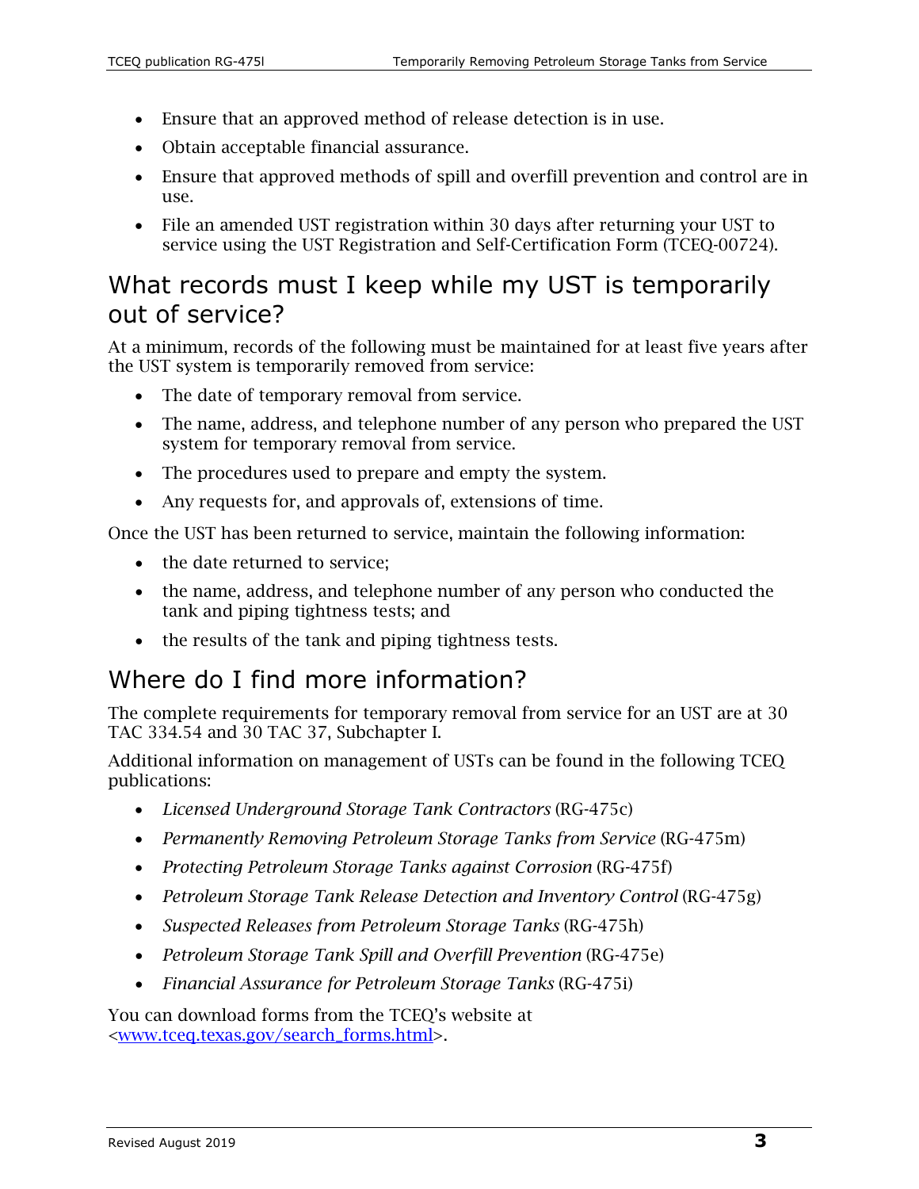- Ensure that an approved method of release detection is in use.
- Obtain acceptable financial assurance.
- Ensure that approved methods of spill and overfill prevention and control are in use.
- File an amended UST registration within 30 days after returning your UST to service using the UST Registration and Self-Certification Form (TCEQ-00724).

## What records must I keep while my UST is temporarily out of service?

At a minimum, records of the following must be maintained for at least five years after the UST system is temporarily removed from service:

- The date of temporary removal from service.
- The name, address, and telephone number of any person who prepared the UST system for temporary removal from service.
- The procedures used to prepare and empty the system.
- Any requests for, and approvals of, extensions of time.

Once the UST has been returned to service, maintain the following information:

- the date returned to service;
- the name, address, and telephone number of any person who conducted the tank and piping tightness tests; and
- the results of the tank and piping tightness tests.

## Where do I find more information?

The complete requirements for temporary removal from service for an UST are at 30 TAC 334.54 and 30 TAC 37, Subchapter I.

Additional information on management of USTs can be found in the following TCEQ publications:

- *Licensed Underground Storage Tank Contractors* (RG-475c)
- *Permanently Removing Petroleum Storage Tanks from Service* (RG-475m)
- *Protecting Petroleum Storage Tanks against Corrosion* (RG-475f)
- *Petroleum Storage Tank Release Detection and Inventory Control* (RG-475g)
- *Suspected Releases from Petroleum Storage Tanks* (RG-475h)
- *Petroleum Storage Tank Spill and Overfill Prevention* (RG-475e)
- *Financial Assurance for Petroleum Storage Tanks* (RG-475i)

You can download forms from the TCEQ's website at <www.tceq.texas.gov/search_forms.html>.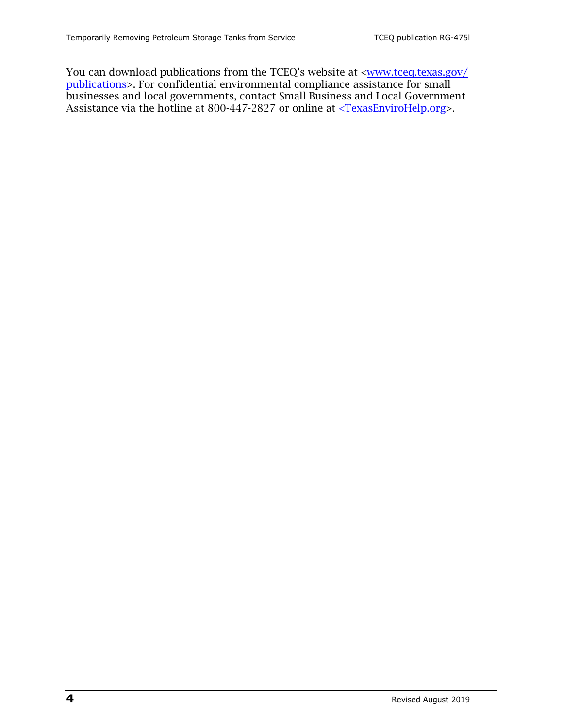You can download publications from the TCEQ's website at <www.tceq.texas.gov/publications>. For confidential environmental compliance assistance for small businesses and local governments, contact Small Business and Local Government Assistance via the hotline at 800-447-2827 or online at <TexasEnviroHelp.org>.